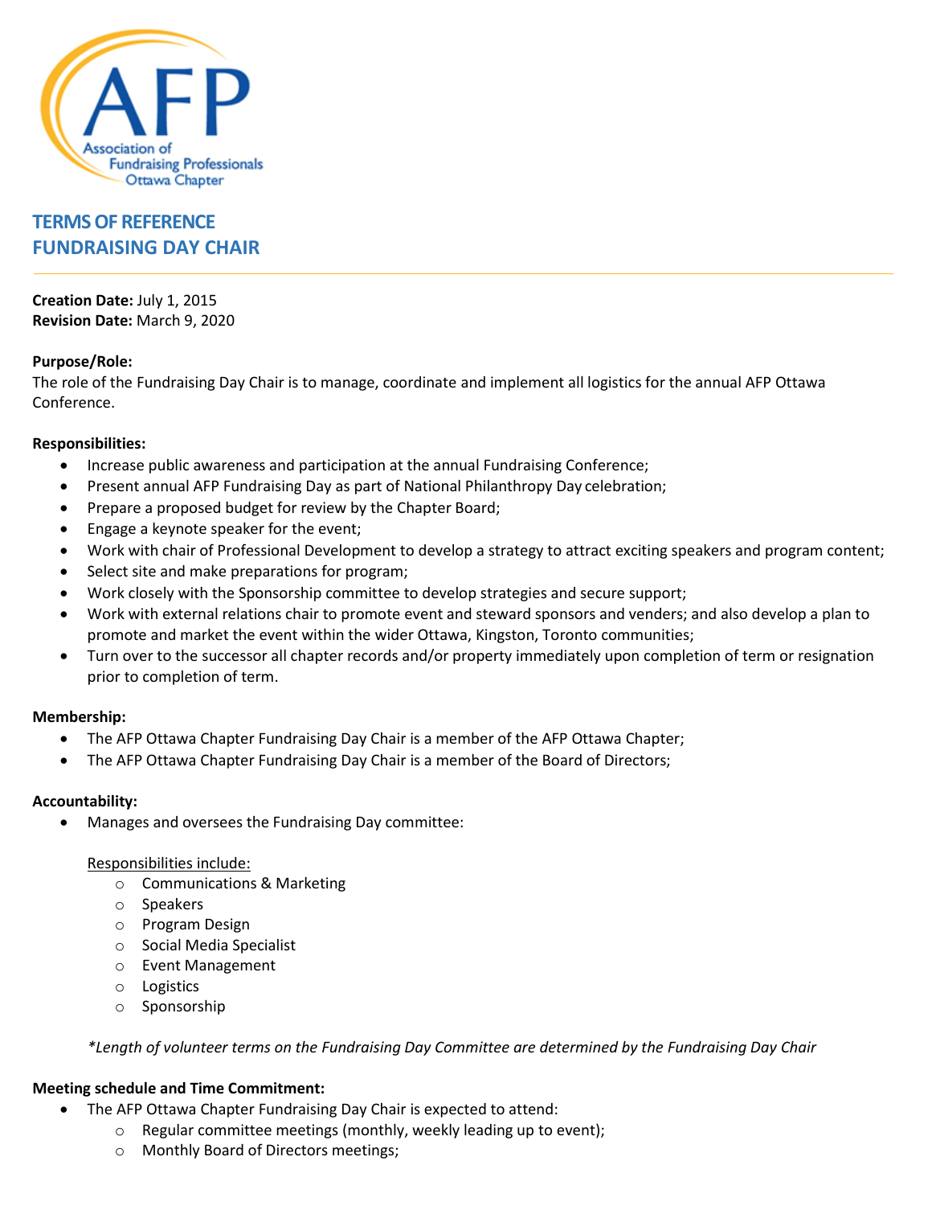# TERMS OF REFERENCE
# FUNDRAISING DAY CHAIR

**Creation Date:** July 1, 2015
**Revision Date:** March 9, 2020

**Purpose/Role:**
The role of the Fundraising Day Chair is to manage, coordinate and implement all logistics for the annual AFP Ottawa Conference.

**Responsibilities:**

- Increase public awareness and participation at the annual Fundraising Conference;
- Present annual AFP Fundraising Day as part of National Philanthropy Day celebration;
- Prepare a proposed budget for review by the Chapter Board;
- Engage a keynote speaker for the event;
- Work with chair of Professional Development to develop a strategy to attract exciting speakers and program content;
- Select site and make preparations for program;
- Work closely with the Sponsorship committee to develop strategies and secure support;
- Work with external relations chair to promote event and steward sponsors and venders; and also develop a plan to promote and market the event within the wider Ottawa, Kingston, Toronto communities;
- Turn over to the successor all chapter records and/or property immediately upon completion of term or resignation prior to completion of term.

**Membership:**

- The AFP Ottawa Chapter Fundraising Day Chair is a member of the AFP Ottawa Chapter;
- The AFP Ottawa Chapter Fundraising Day Chair is a member of the Board of Directors;

**Accountability:**

- Manages and oversees the Fundraising Day committee:

  Responsibilities include:
  - Communications & Marketing
  - Speakers
  - Program Design
  - Social Media Specialist
  - Event Management
  - Logistics
  - Sponsorship

  *\*Length of volunteer terms on the Fundraising Day Committee are determined by the Fundraising Day Chair*

**Meeting schedule and Time Commitment:**

- The AFP Ottawa Chapter Fundraising Day Chair is expected to attend:
  - Regular committee meetings (monthly, weekly leading up to event);
  - Monthly Board of Directors meetings;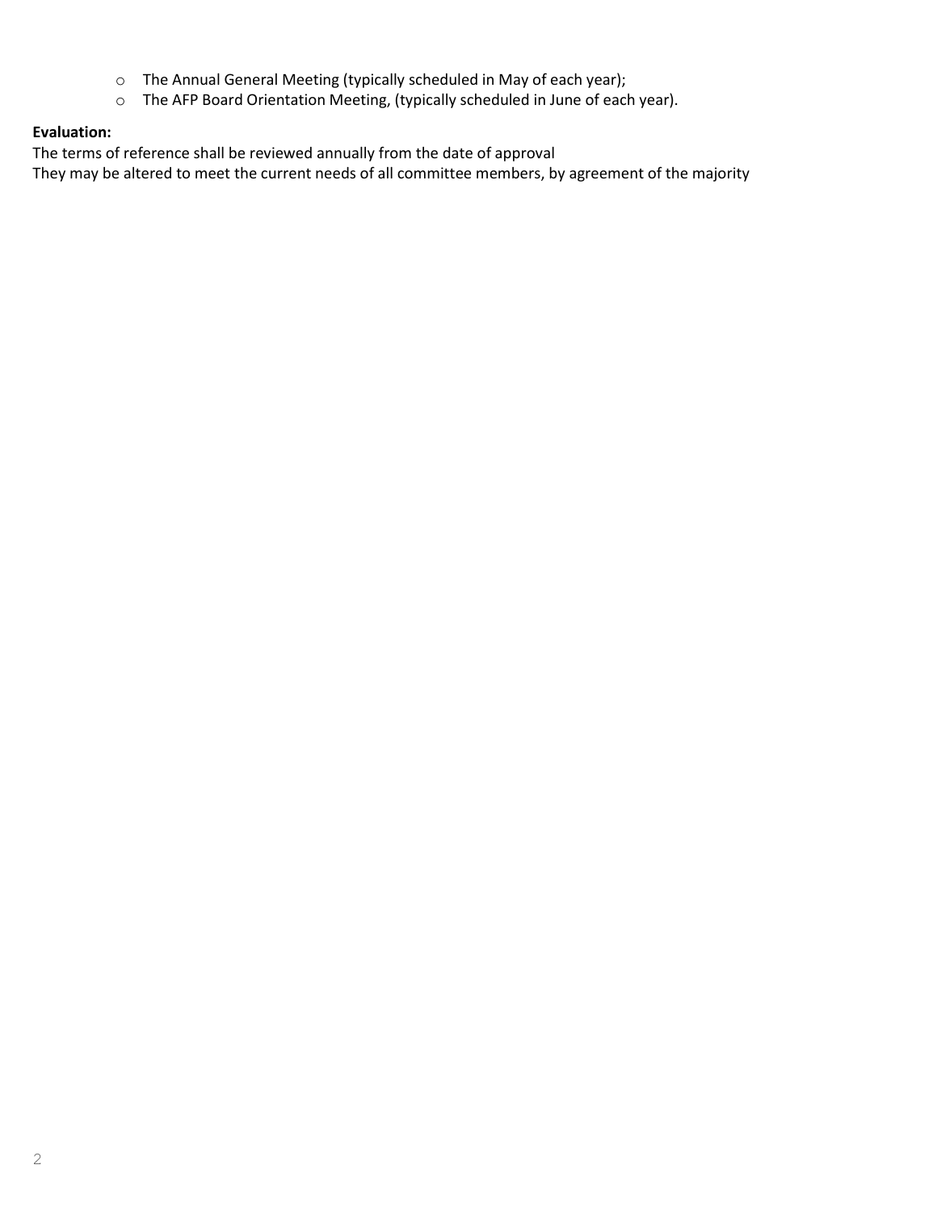- The Annual General Meeting (typically scheduled in May of each year);
- The AFP Board Orientation Meeting, (typically scheduled in June of each year).

**Evaluation:**

The terms of reference shall be reviewed annually from the date of approval

They may be altered to meet the current needs of all committee members, by agreement of the majority